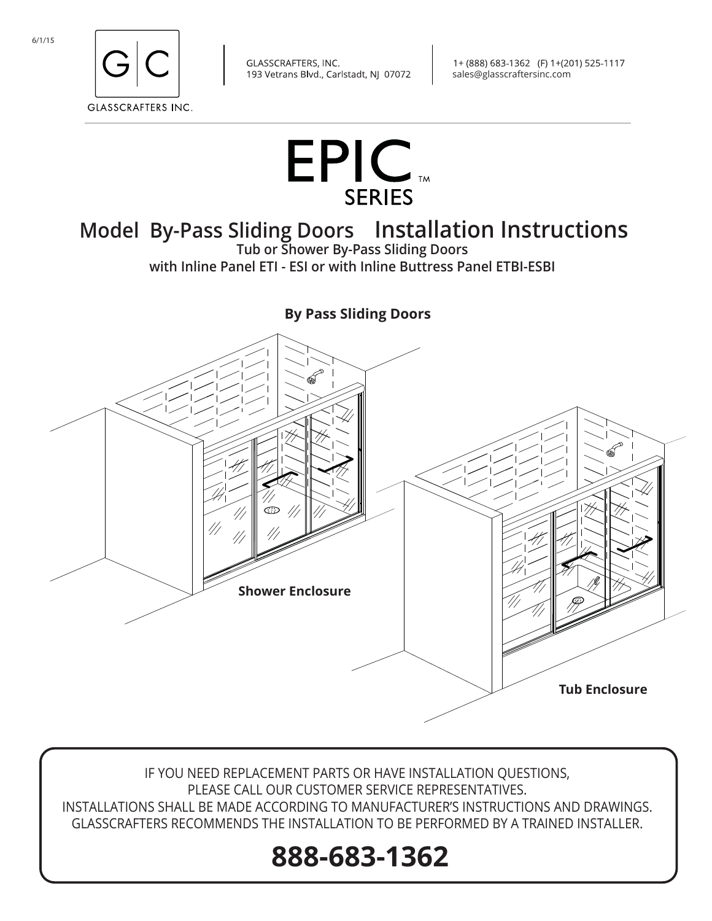6/1/15

GLASSCRAFTERS INC.

GLASSCRAFTERS, INC.
193 Vetrans Blvd., Carlstadt, NJ 07072

1+ (888) 683-1362 (F) 1+(201) 525-1117
sales@glasscraftersinc.com

# EPIC™ SERIES

## Model By-Pass Sliding Doors Installation Instructions

**Tub or Shower By-Pass Sliding Doors**
**with Inline Panel ETI - ESI or with Inline Buttress Panel ETBI-ESBI**

**By Pass Sliding Doors**

**Shower Enclosure**

**Tub Enclosure**

IF YOU NEED REPLACEMENT PARTS OR HAVE INSTALLATION QUESTIONS,
PLEASE CALL OUR CUSTOMER SERVICE REPRESENTATIVES.
INSTALLATIONS SHALL BE MADE ACCORDING TO MANUFACTURER'S INSTRUCTIONS AND DRAWINGS.
GLASSCRAFTERS RECOMMENDS THE INSTALLATION TO BE PERFORMED BY A TRAINED INSTALLER.

**888-683-1362**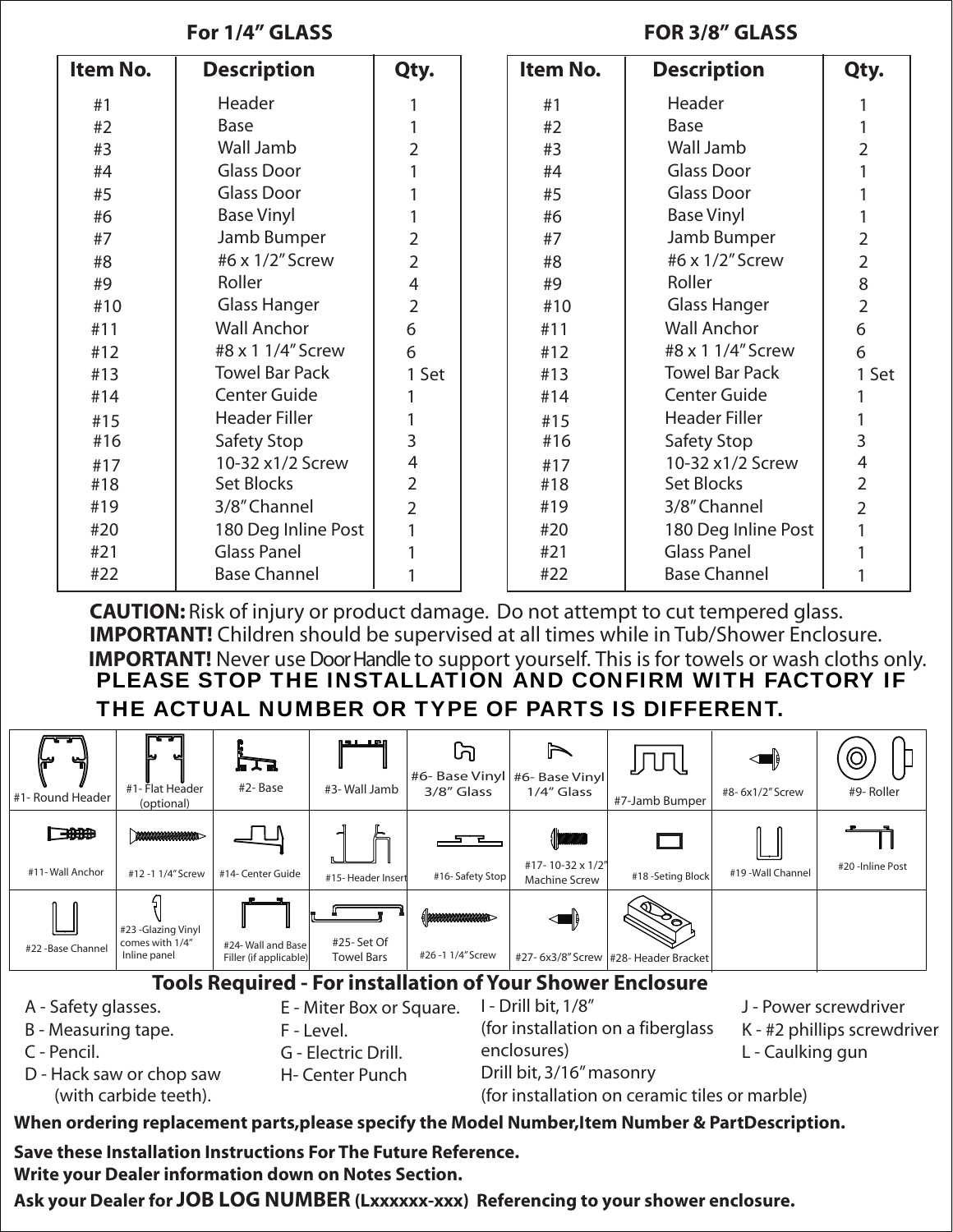## For 1/4" GLASS

| Item No. | Description | Qty. |
|---|---|---|
| #1 | Header | 1 |
| #2 | Base | 1 |
| #3 | Wall Jamb | 2 |
| #4 | Glass Door | 1 |
| #5 | Glass Door | 1 |
| #6 | Base Vinyl | 1 |
| #7 | Jamb Bumper | 2 |
| #8 | #6 x 1/2" Screw | 2 |
| #9 | Roller | 4 |
| #10 | Glass Hanger | 2 |
| #11 | Wall Anchor | 6 |
| #12 | #8 x 1 1/4" Screw | 6 |
| #13 | Towel Bar Pack | 1 Set |
| #14 | Center Guide | 1 |
| #15 | Header Filler | 1 |
| #16 | Safety Stop | 3 |
| #17 | 10-32 x1/2 Screw | 4 |
| #18 | Set Blocks | 2 |
| #19 | 3/8" Channel | 2 |
| #20 | 180 Deg Inline Post | 1 |
| #21 | Glass Panel | 1 |
| #22 | Base Channel | 1 |

## FOR 3/8" GLASS

| Item No. | Description | Qty. |
|---|---|---|
| #1 | Header | 1 |
| #2 | Base | 1 |
| #3 | Wall Jamb | 2 |
| #4 | Glass Door | 1 |
| #5 | Glass Door | 1 |
| #6 | Base Vinyl | 1 |
| #7 | Jamb Bumper | 2 |
| #8 | #6 x 1/2" Screw | 2 |
| #9 | Roller | 8 |
| #10 | Glass Hanger | 2 |
| #11 | Wall Anchor | 6 |
| #12 | #8 x 1 1/4" Screw | 6 |
| #13 | Towel Bar Pack | 1 Set |
| #14 | Center Guide | 1 |
| #15 | Header Filler | 1 |
| #16 | Safety Stop | 3 |
| #17 | 10-32 x1/2 Screw | 4 |
| #18 | Set Blocks | 2 |
| #19 | 3/8" Channel | 2 |
| #20 | 180 Deg Inline Post | 1 |
| #21 | Glass Panel | 1 |
| #22 | Base Channel | 1 |

**CAUTION:** Risk of injury or product damage. Do not attempt to cut tempered glass.

**IMPORTANT!** Children should be supervised at all times while in Tub/Shower Enclosure.

**IMPORTANT!** Never use Door Handle to support yourself. This is for towels or wash cloths only.

**PLEASE STOP THE INSTALLATION AND CONFIRM WITH FACTORY IF THE ACTUAL NUMBER OR TYPE OF PARTS IS DIFFERENT.**

| | | | | | | | | |
|---|---|---|---|---|---|---|---|---|
| #1- Round Header | #1- Flat Header (optional) | #2- Base | #3- Wall Jamb | #6- Base Vinyl 3/8" Glass | #6- Base Vinyl 1/4" Glass | #7-Jamb Bumper | #8- 6x1/2" Screw | #9- Roller |
| #11- Wall Anchor | #12 -1 1/4" Screw | #14- Center Guide | #15- Header Insert | #16- Safety Stop | #17- 10-32 x 1/2" Machine Screw | #18 -Seting Block | #19 -Wall Channel | #20 -Inline Post |
| #22 -Base Channel | #23 -Glazing Vinyl comes with 1/4" Inline panel | #24- Wall and Base Filler (if applicable) | #25- Set Of Towel Bars | #26 -1 1/4" Screw | #27- 6x3/8" Screw | #28- Header Bracket | | |

## Tools Required - For installation of Your Shower Enclosure

- A - Safety glasses.
- B - Measuring tape.
- C - Pencil.
- D - Hack saw or chop saw (with carbide teeth).
- E - Miter Box or Square.
- F - Level.
- G - Electric Drill.
- H- Center Punch
- I - Drill bit, 1/8" (for installation on a fiberglass enclosures) Drill bit, 3/16" masonry (for installation on ceramic tiles or marble)
- J - Power screwdriver
- K - #2 phillips screwdriver
- L - Caulking gun

**When ordering replacement parts,please specify the Model Number,Item Number & PartDescription.**

**Save these Installation Instructions For The Future Reference.**
**Write your Dealer information down on Notes Section.**

**Ask your Dealer for JOB LOG NUMBER (Lxxxxxx-xxx) Referencing to your shower enclosure.**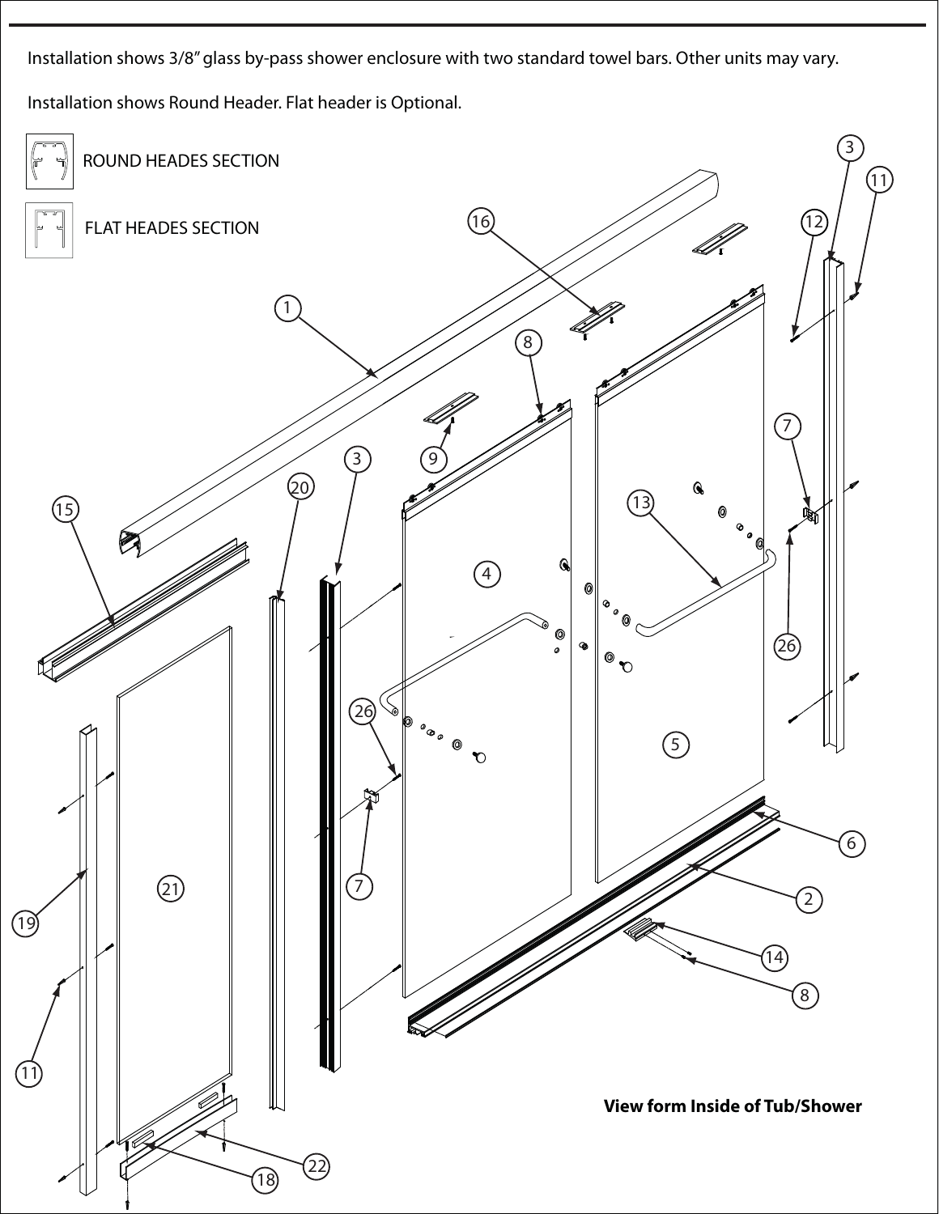Installation shows 3/8" glass by-pass shower enclosure with two standard towel bars. Other units may vary.

Installation shows Round Header. Flat header is Optional.

ROUND HEADES SECTION

FLAT HEADES SECTION

1

2

3

4

5

6

7

8

9

11

12

13

14

15

16

18

19

20

21

22

26

**View form Inside of Tub/Shower**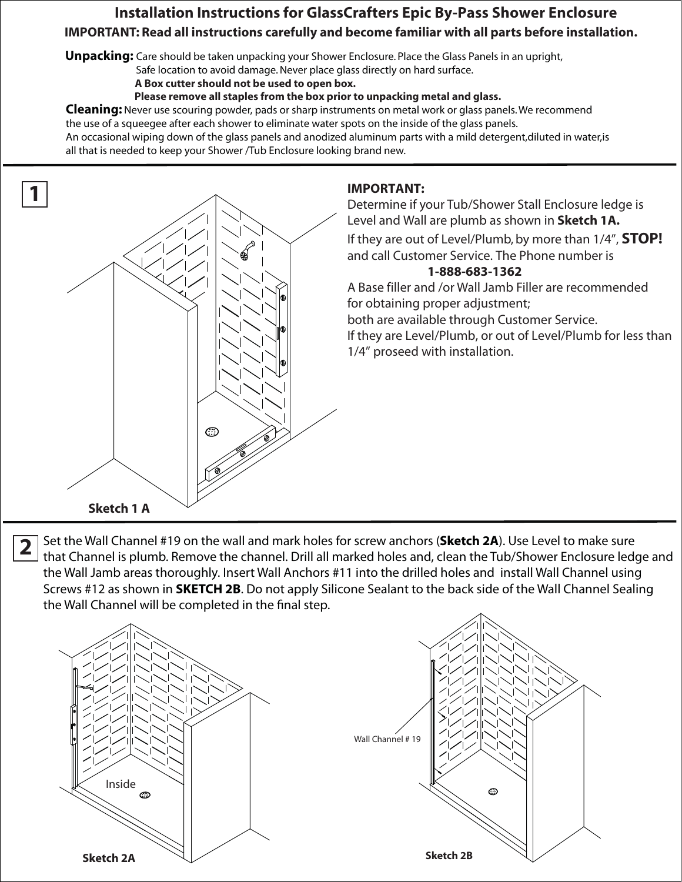# Installation Instructions for GlassCrafters Epic By-Pass Shower Enclosure

**IMPORTANT: Read all instructions carefully and become familiar with all parts before installation.**

**Unpacking:** Care should be taken unpacking your Shower Enclosure. Place the Glass Panels in an upright, Safe location to avoid damage. Never place glass directly on hard surface.
**A Box cutter should not be used to open box.**
**Please remove all staples from the box prior to unpacking metal and glass.**

**Cleaning:** Never use scouring powder, pads or sharp instruments on metal work or glass panels. We recommend the use of a squeegee after each shower to eliminate water spots on the inside of the glass panels.
An occasional wiping down of the glass panels and anodized aluminum parts with a mild detergent,diluted in water,is all that is needed to keep your Shower /Tub Enclosure looking brand new.

## 1

**IMPORTANT:**
Determine if your Tub/Shower Stall Enclosure ledge is Level and Wall are plumb as shown in **Sketch 1A.**
If they are out of Level/Plumb, by more than 1/4", **STOP!** and call Customer Service. The Phone number is
**1-888-683-1362**
A Base filler and /or Wall Jamb Filler are recommended for obtaining proper adjustment;
both are available through Customer Service.
If they are Level/Plumb, or out of Level/Plumb for less than 1/4" proseed with installation.

**Sketch 1 A**

## 2

Set the Wall Channel #19 on the wall and mark holes for screw anchors (**Sketch 2A**). Use Level to make sure that Channel is plumb. Remove the channel. Drill all marked holes and, clean the Tub/Shower Enclosure ledge and the Wall Jamb areas thoroughly. Insert Wall Anchors #11 into the drilled holes and install Wall Channel using Screws #12 as shown in **SKETCH 2B**. Do not apply Silicone Sealant to the back side of the Wall Channel Sealing the Wall Channel will be completed in the final step.

Inside

**Sketch 2A**

Wall Channel # 19

**Sketch 2B**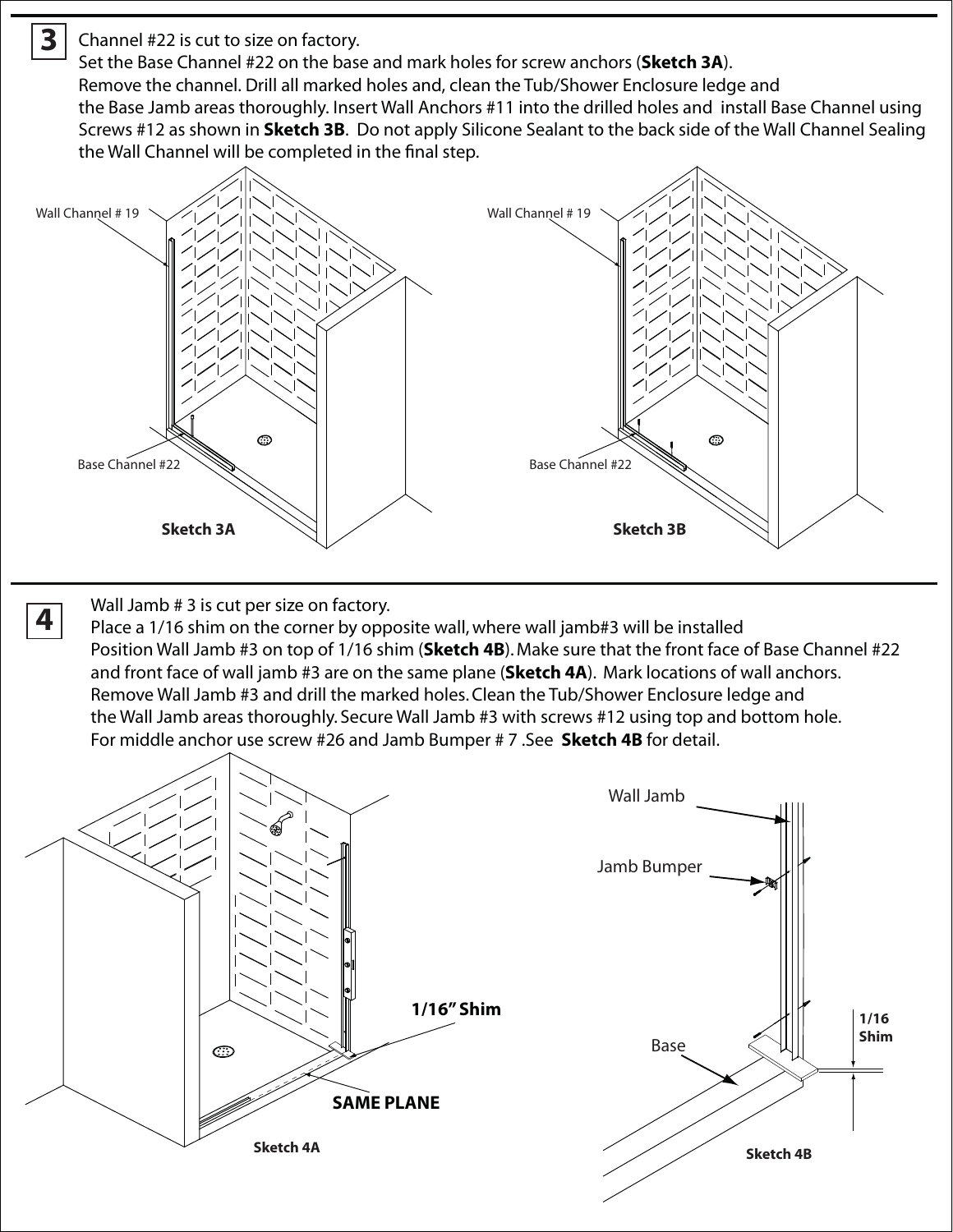## 3

Channel #22 is cut to size on factory.
Set the Base Channel #22 on the base and mark holes for screw anchors (**Sketch 3A**).
Remove the channel. Drill all marked holes and, clean the Tub/Shower Enclosure ledge and the Base Jamb areas thoroughly. Insert Wall Anchors #11 into the drilled holes and install Base Channel using Screws #12 as shown in **Sketch 3B**. Do not apply Silicone Sealant to the back side of the Wall Channel Sealing the Wall Channel will be completed in the final step.

Wall Channel # 19

Base Channel #22

**Sketch 3A**

Wall Channel # 19

Base Channel #22

**Sketch 3B**

## 4

Wall Jamb # 3 is cut per size on factory.
Place a 1/16 shim on the corner by opposite wall, where wall jamb#3 will be installed
Position Wall Jamb #3 on top of 1/16 shim (**Sketch 4B**). Make sure that the front face of Base Channel #22 and front face of wall jamb #3 are on the same plane (**Sketch 4A**). Mark locations of wall anchors.
Remove Wall Jamb #3 and drill the marked holes. Clean the Tub/Shower Enclosure ledge and the Wall Jamb areas thoroughly. Secure Wall Jamb #3 with screws #12 using top and bottom hole.
For middle anchor use screw #26 and Jamb Bumper # 7 .See **Sketch 4B** for detail.

**1/16" Shim**

**SAME PLANE**

**Sketch 4A**

Wall Jamb

Jamb Bumper

Base

**1/16 Shim**

**Sketch 4B**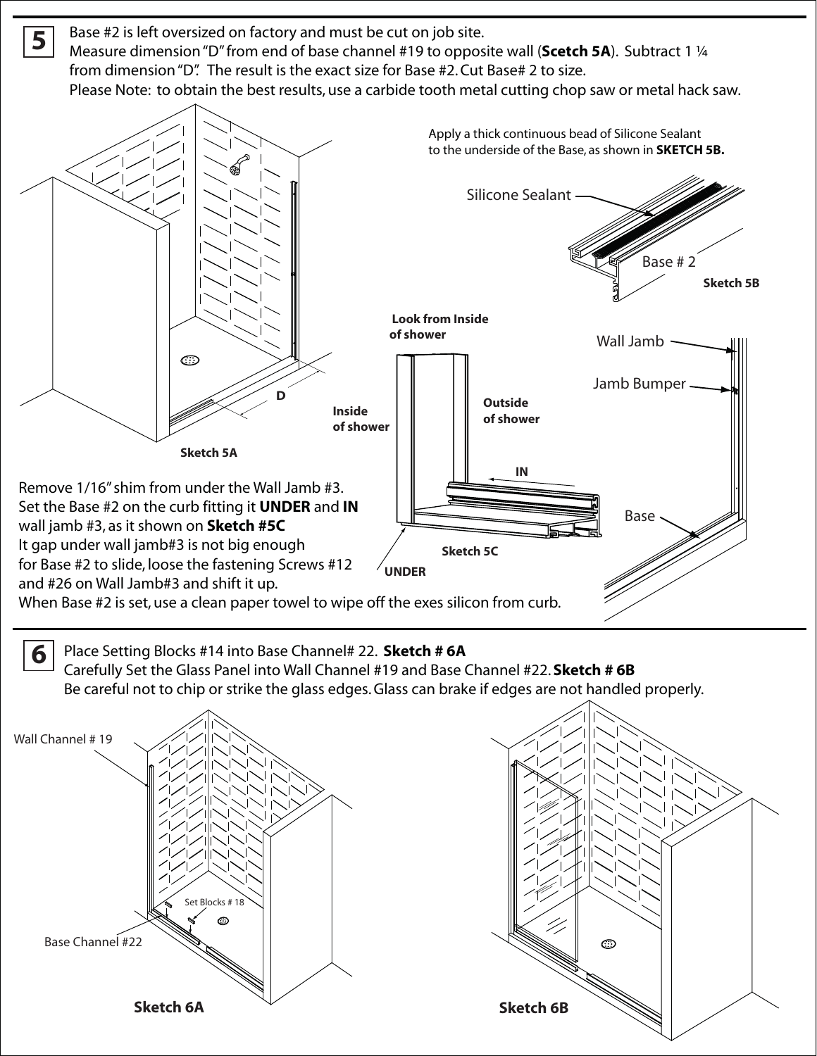**5**

Base #2 is left oversized on factory and must be cut on job site.
Measure dimension “D” from end of base channel #19 to opposite wall (**Scetch 5A**). Subtract 1 ¼ from dimension “D”. The result is the exact size for Base #2. Cut Base# 2 to size.
Please Note: to obtain the best results, use a carbide tooth metal cutting chop saw or metal hack saw.

D

Sketch 5A

Apply a thick continuous bead of Silicone Sealant to the underside of the Base, as shown in **SKETCH 5B.**

Silicone Sealant

Base # 2

**Sketch 5B**

**Look from Inside of shower**

**Inside of shower**

**Outside of shower**

**IN**

**UNDER**

**Sketch 5C**

Wall Jamb

Jamb Bumper

Base

Remove 1/16” shim from under the Wall Jamb #3.
Set the Base #2 on the curb fitting it **UNDER** and **IN** wall jamb #3, as it shown on **Sketch #5C**
It gap under wall jamb#3 is not big enough for Base #2 to slide, loose the fastening Screws #12 and #26 on Wall Jamb#3 and shift it up.
When Base #2 is set, use a clean paper towel to wipe off the exes silicon from curb.

**6**

Place Setting Blocks #14 into Base Channel# 22. **Sketch # 6A**
Carefully Set the Glass Panel into Wall Channel #19 and Base Channel #22. **Sketch # 6B**
Be careful not to chip or strike the glass edges. Glass can brake if edges are not handled properly.

Wall Channel # 19

Set Blocks # 18

Base Channel #22

**Sketch 6A**

**Sketch 6B**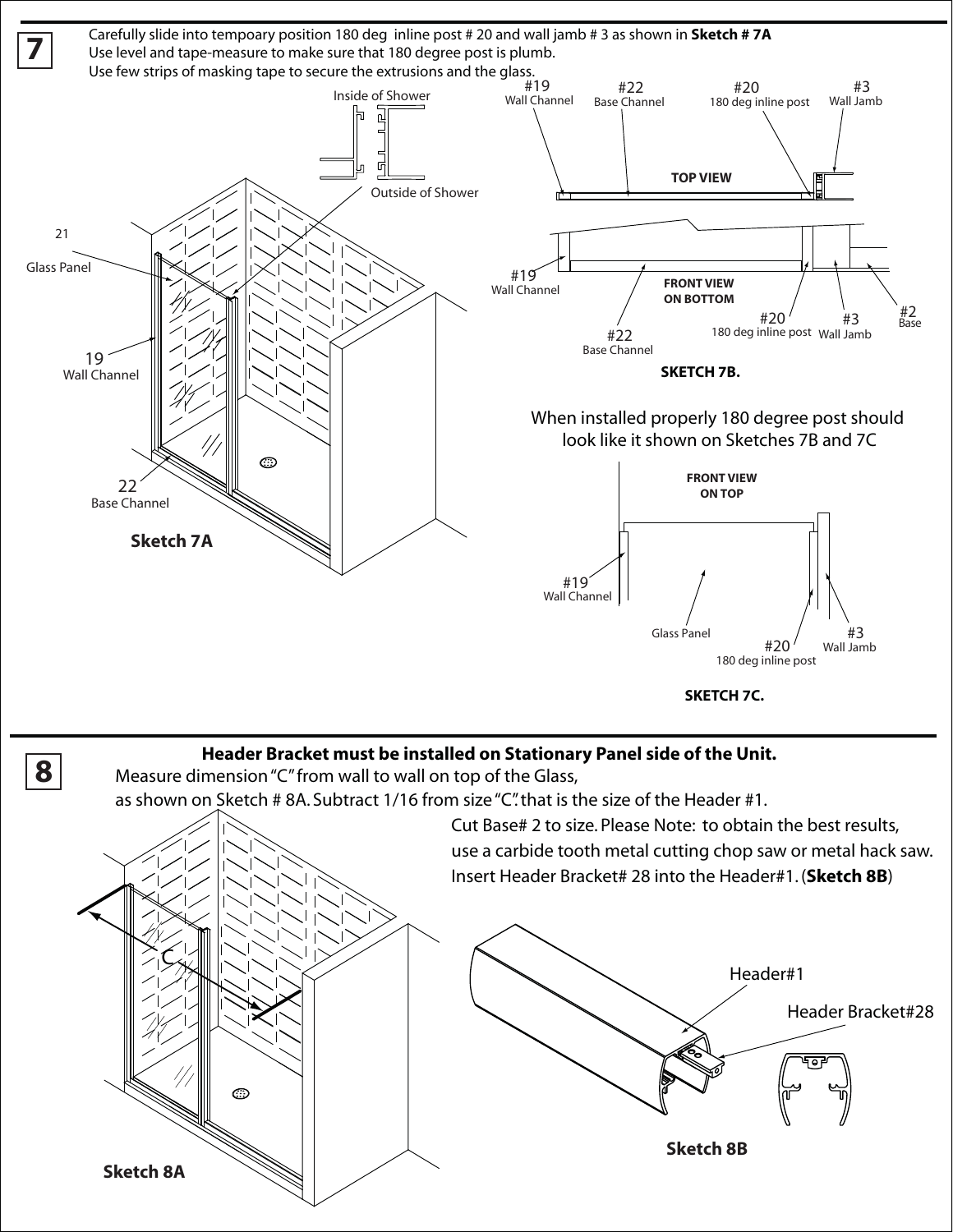## 7

Carefully slide into tempoary position 180 deg inline post # 20 and wall jamb # 3 as shown in **Sketch # 7A**
Use level and tape-measure to make sure that 180 degree post is plumb.
Use few strips of masking tape to secure the extrusions and the glass.

Inside of Shower

Outside of Shower

21
Glass Panel

19
Wall Channel

22
Base Channel

**Sketch 7A**

#19 Wall Channel
#22 Base Channel
#20 180 deg inline post
#3 Wall Jamb

**TOP VIEW**

#19 Wall Channel

**FRONT VIEW ON BOTTOM**

#22 Base Channel
#20 180 deg inline post
#3 Wall Jamb
#2 Base

**SKETCH 7B.**

When installed properly 180 degree post should look like it shown on Sketches 7B and 7C

**FRONT VIEW ON TOP**

#19 Wall Channel
Glass Panel
#20 180 deg inline post
#3 Wall Jamb

**SKETCH 7C.**

## 8

**Header Bracket must be installed on Stationary Panel side of the Unit.**

Measure dimension "C" from wall to wall on top of the Glass, as shown on Sketch # 8A. Subtract 1/16 from size "C". that is the size of the Header #1.

Cut Base# 2 to size. Please Note: to obtain the best results, use a carbide tooth metal cutting chop saw or metal hack saw.
Insert Header Bracket# 28 into the Header#1. (**Sketch 8B**)

C

**Sketch 8A**

Header#1
Header Bracket#28

**Sketch 8B**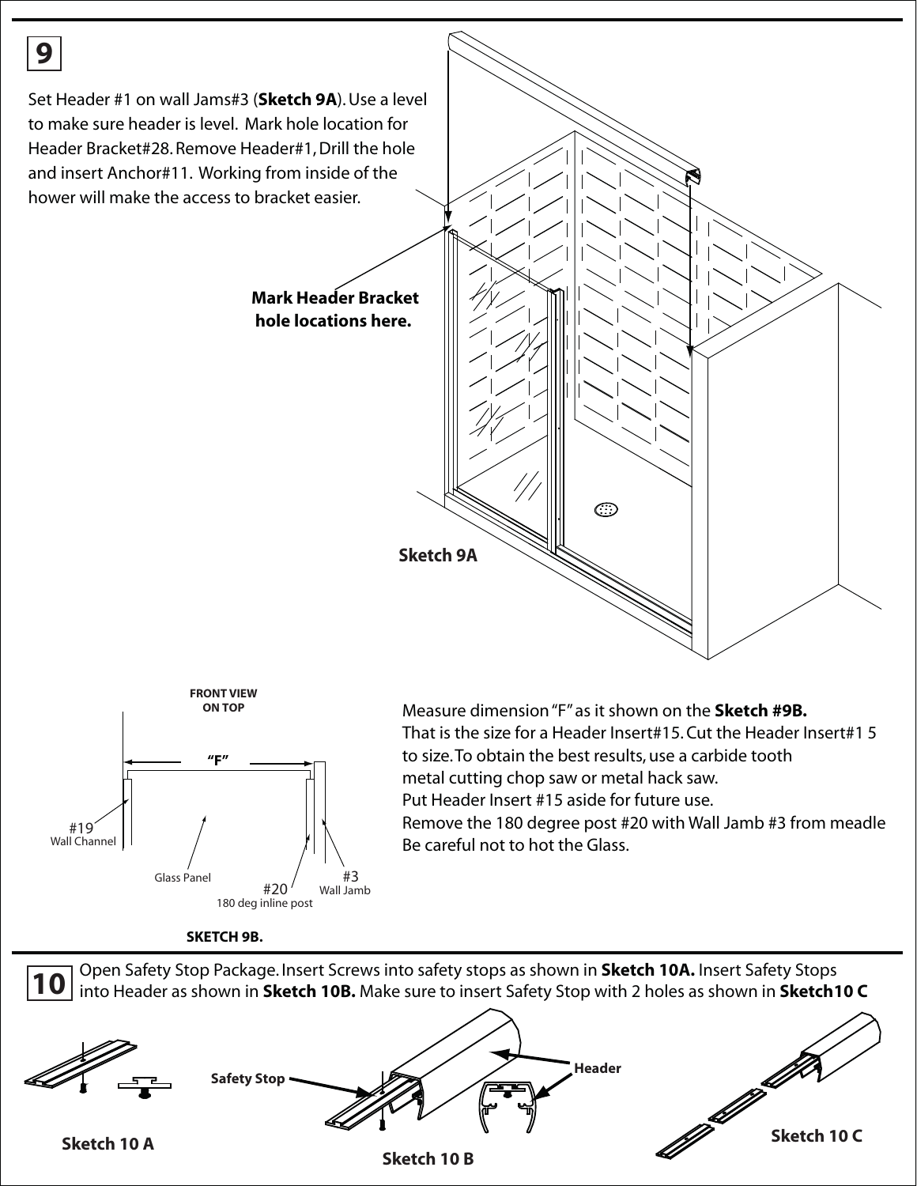## 9

Set Header #1 on wall Jams#3 (**Sketch 9A**). Use a level to make sure header is level. Mark hole location for Header Bracket#28. Remove Header#1, Drill the hole and insert Anchor#11. Working from inside of the hower will make the access to bracket easier.

**Mark Header Bracket hole locations here.**

**Sketch 9A**

**FRONT VIEW ON TOP**

"F"

#19 Wall Channel

Glass Panel

#20 180 deg inline post

#3 Wall Jamb

**SKETCH 9B.**

Measure dimension "F" as it shown on the **Sketch #9B.**
That is the size for a Header Insert#15. Cut the Header Insert#1 5 to size. To obtain the best results, use a carbide tooth metal cutting chop saw or metal hack saw.
Put Header Insert #15 aside for future use.
Remove the 180 degree post #20 with Wall Jamb #3 from meadle
Be careful not to hot the Glass.

## 10

Open Safety Stop Package. Insert Screws into safety stops as shown in **Sketch 10A.** Insert Safety Stops into Header as shown in **Sketch 10B.** Make sure to insert Safety Stop with 2 holes as shown in **Sketch10 C**

**Sketch 10 A**

**Safety Stop**

**Header**

**Sketch 10 B**

**Sketch 10 C**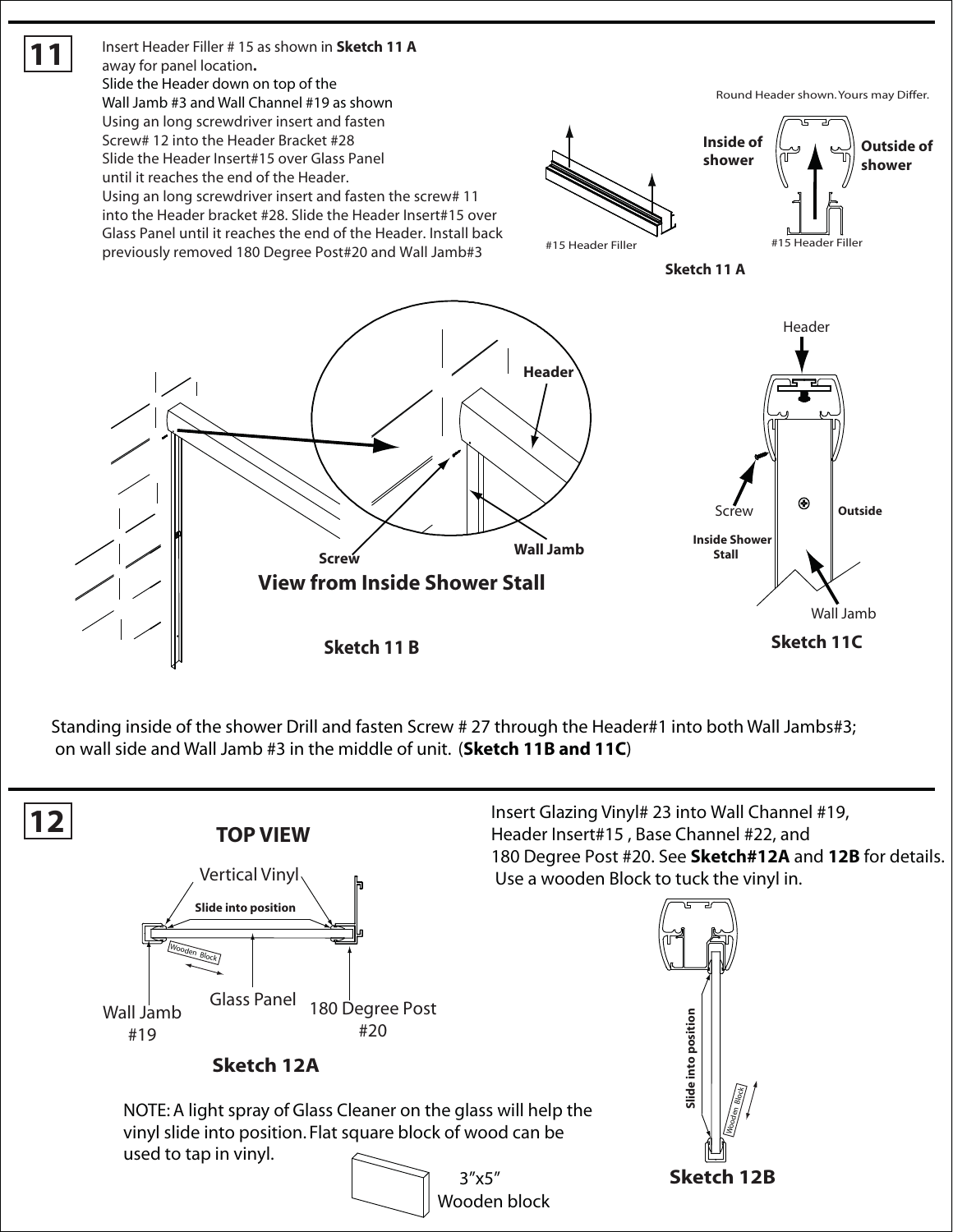## 11

Insert Header Filler # 15 as shown in **Sketch 11 A** away for panel location**.**
Slide the Header down on top of the Wall Jamb #3 and Wall Channel #19 as shown
Using an long screwdriver insert and fasten Screw# 12 into the Header Bracket #28
Slide the Header Insert#15 over Glass Panel until it reaches the end of the Header.
Using an long screwdriver insert and fasten the screw# 11 into the Header bracket #28. Slide the Header Insert#15 over Glass Panel until it reaches the end of the Header. Install back previously removed 180 Degree Post#20 and Wall Jamb#3

Round Header shown. Yours may Differ.

**Inside of shower** **Outside of shower**

#15 Header Filler #15 Header Filler

**Sketch 11 A**

Header Screw Wall Jamb

**View from Inside Shower Stall**

**Sketch 11 B**

Header Screw Outside Inside Shower Stall Wall Jamb

**Sketch 11C**

Standing inside of the shower Drill and fasten Screw # 27 through the Header#1 into both Wall Jambs#3; on wall side and Wall Jamb #3 in the middle of unit. (**Sketch 11B and 11C**)

## 12

### TOP VIEW

Vertical Vinyl

**Slide into position**

Wooden Block

Wall Jamb #19 Glass Panel 180 Degree Post #20

**Sketch 12A**

Insert Glazing Vinyl# 23 into Wall Channel #19, Header Insert#15 , Base Channel #22, and 180 Degree Post #20. See **Sketch#12A** and **12B** for details. Use a wooden Block to tuck the vinyl in.

**Slide into position**

Wooden Block

**Sketch 12B**

NOTE: A light spray of Glass Cleaner on the glass will help the vinyl slide into position. Flat square block of wood can be used to tap in vinyl.

3”x5” Wooden block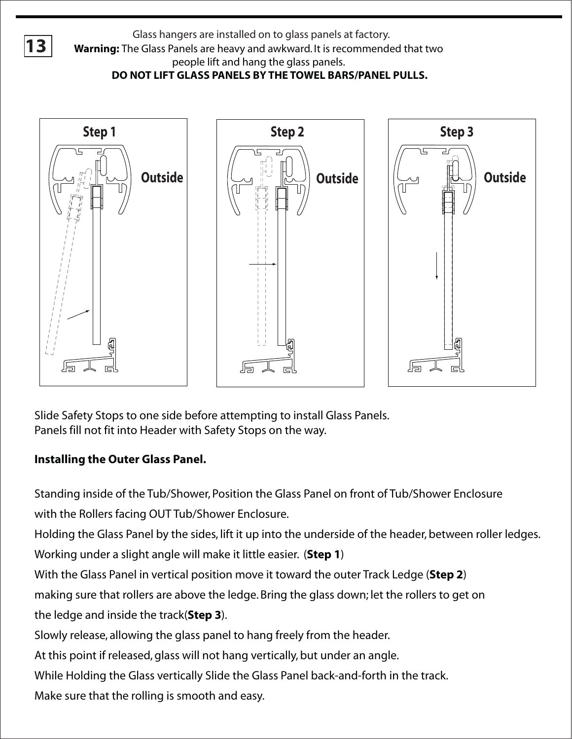**13**

Glass hangers are installed on to glass panels at factory.

**Warning:** The Glass Panels are heavy and awkward. It is recommended that two people lift and hang the glass panels.

**DO NOT LIFT GLASS PANELS BY THE TOWEL BARS/PANEL PULLS.**

**Step 1** Outside

**Step 2** Outside

**Step 3** Outside

Slide Safety Stops to one side before attempting to install Glass Panels.
Panels fill not fit into Header with Safety Stops on the way.

**Installing the Outer Glass Panel.**

Standing inside of the Tub/Shower, Position the Glass Panel on front of Tub/Shower Enclosure with the Rollers facing OUT Tub/Shower Enclosure.

Holding the Glass Panel by the sides, lift it up into the underside of the header, between roller ledges.

Working under a slight angle will make it little easier. (**Step 1**)

With the Glass Panel in vertical position move it toward the outer Track Ledge (**Step 2**) making sure that rollers are above the ledge. Bring the glass down; let the rollers to get on the ledge and inside the track(**Step 3**).

Slowly release, allowing the glass panel to hang freely from the header.

At this point if released, glass will not hang vertically, but under an angle.

While Holding the Glass vertically Slide the Glass Panel back-and-forth in the track.

Make sure that the rolling is smooth and easy.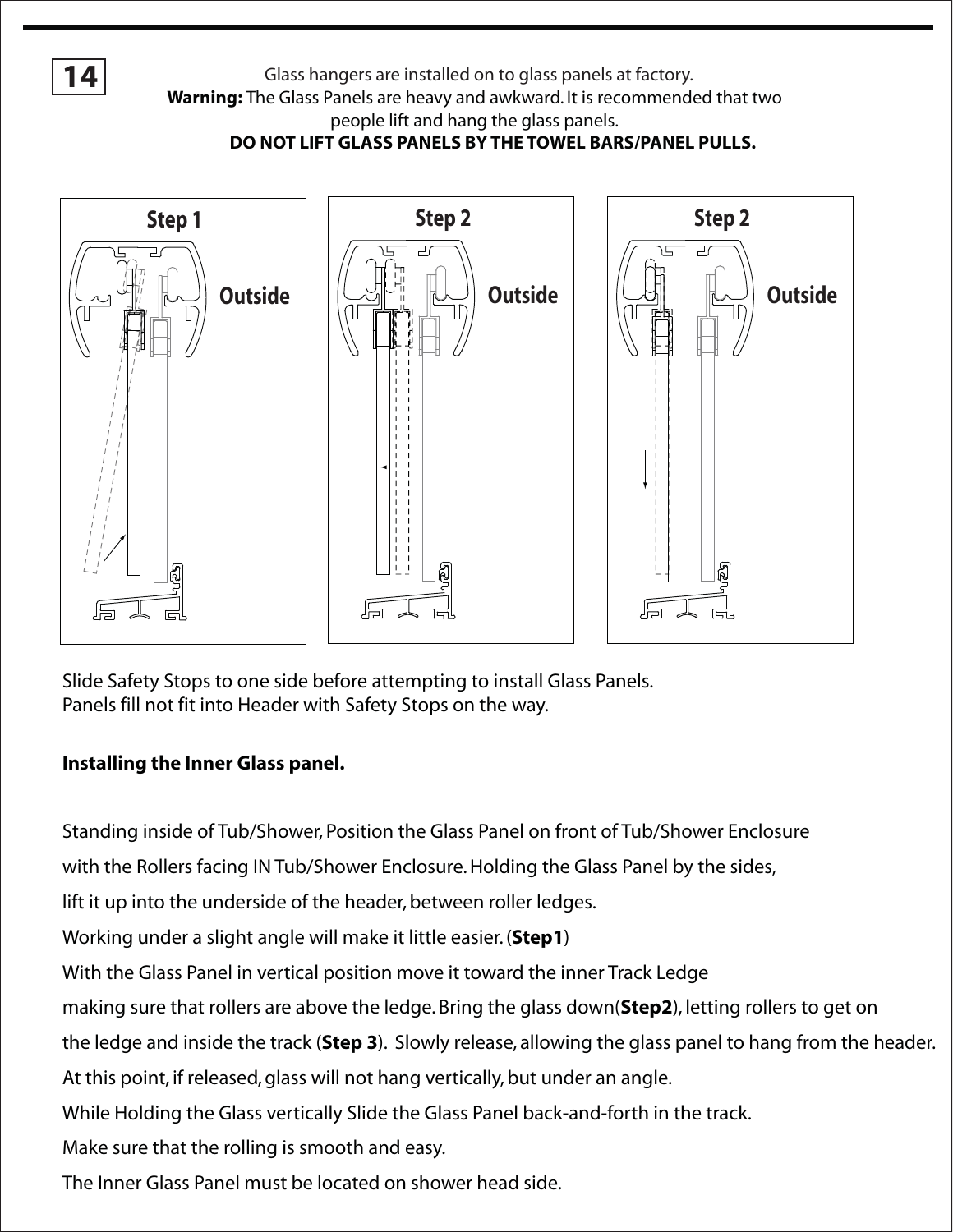**14**

Glass hangers are installed on to glass panels at factory.
**Warning:** The Glass Panels are heavy and awkward. It is recommended that two people lift and hang the glass panels.
**DO NOT LIFT GLASS PANELS BY THE TOWEL BARS/PANEL PULLS.**

Step 1 Outside

Step 2 Outside

Step 2 Outside

Slide Safety Stops to one side before attempting to install Glass Panels.
Panels fill not fit into Header with Safety Stops on the way.

**Installing the Inner Glass panel.**

Standing inside of Tub/Shower, Position the Glass Panel on front of Tub/Shower Enclosure with the Rollers facing IN Tub/Shower Enclosure. Holding the Glass Panel by the sides, lift it up into the underside of the header, between roller ledges.
Working under a slight angle will make it little easier. (**Step1**)
With the Glass Panel in vertical position move it toward the inner Track Ledge making sure that rollers are above the ledge. Bring the glass down(**Step2**), letting rollers to get on the ledge and inside the track (**Step 3**). Slowly release, allowing the glass panel to hang from the header.
At this point, if released, glass will not hang vertically, but under an angle.
While Holding the Glass vertically Slide the Glass Panel back-and-forth in the track.
Make sure that the rolling is smooth and easy.
The Inner Glass Panel must be located on shower head side.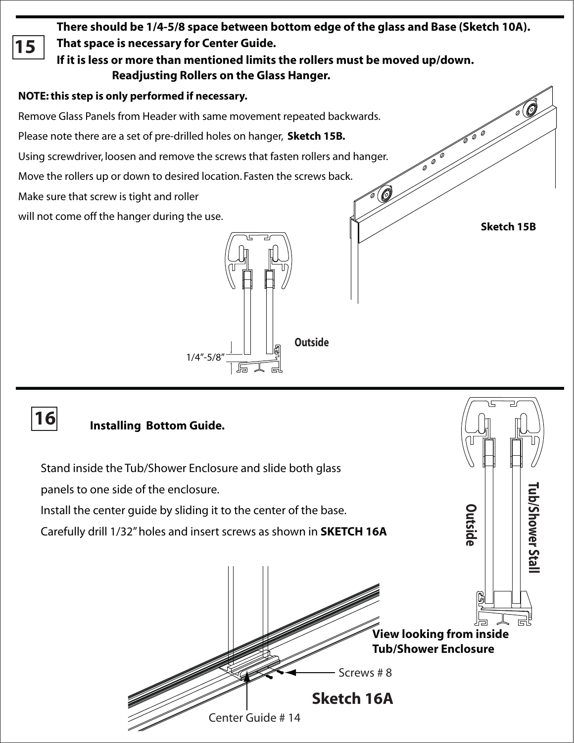## 15

**There should be 1/4-5/8 space between bottom edge of the glass and Base (Sketch 10A).**
**That space is necessary for Center Guide.**
**If it is less or more than mentioned limits the rollers must be moved up/down.**

**Readjusting Rollers on the Glass Hanger.**

**NOTE: this step is only performed if necessary.**

Remove Glass Panels from Header with same movement repeated backwards.

Please note there are a set of pre-drilled holes on hanger, **Sketch 15B.**

Using screwdriver, loosen and remove the screws that fasten rollers and hanger.

Move the rollers up or down to desired location. Fasten the screws back.

Make sure that screw is tight and roller will not come off the hanger during the use.

**Sketch 15B**

**Outside**

1/4"-5/8"

## 16

**Installing Bottom Guide.**

Stand inside the Tub/Shower Enclosure and slide both glass panels to one side of the enclosure.

Install the center guide by sliding it to the center of the base.

Carefully drill 1/32" holes and insert screws as shown in **SKETCH 16A**

**Outside**

**Tub/Shower Stall**

**View looking from inside Tub/Shower Enclosure**

Screws # 8

Center Guide # 14

**Sketch 16A**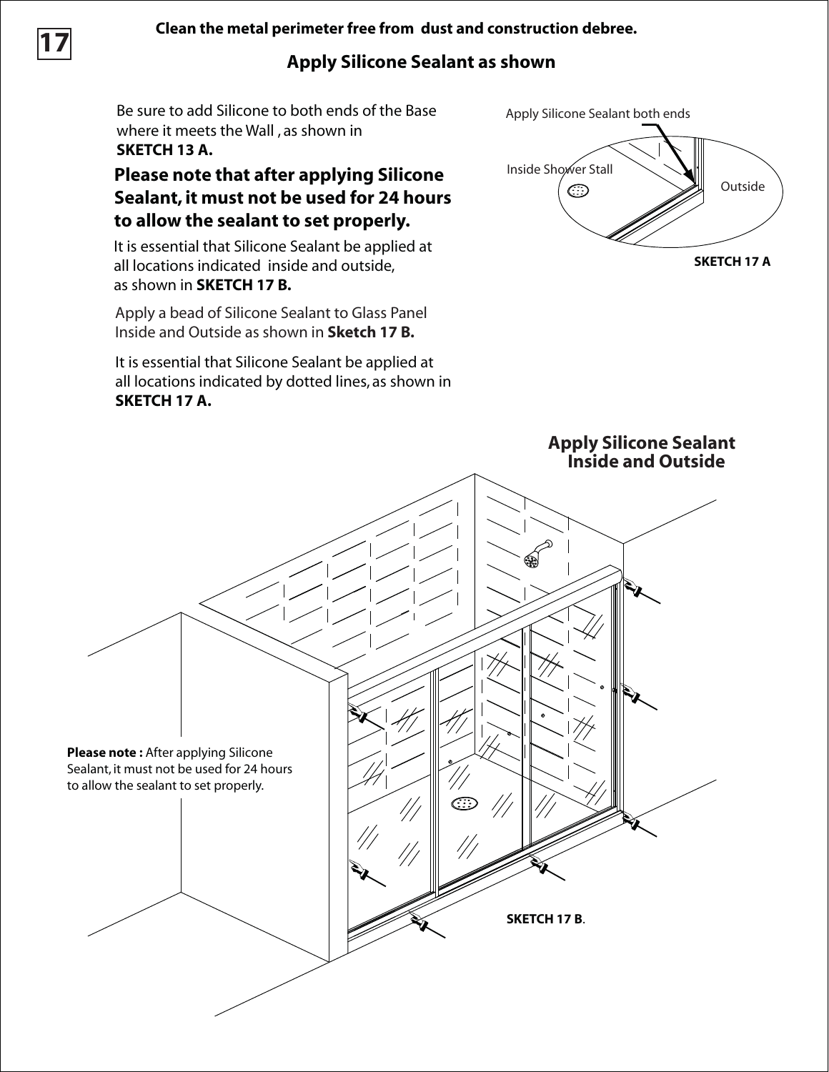**17**

**Clean the metal perimeter free from dust and construction debree.**

## Apply Silicone Sealant as shown

Be sure to add Silicone to both ends of the Base where it meets the Wall , as shown in **SKETCH 13 A.**

**Please note that after applying Silicone Sealant, it must not be used for 24 hours to allow the sealant to set properly.**

It is essential that Silicone Sealant be applied at all locations indicated inside and outside, as shown in **SKETCH 17 B.**

Apply a bead of Silicone Sealant to Glass Panel Inside and Outside as shown in **Sketch 17 B.**

It is essential that Silicone Sealant be applied at all locations indicated by dotted lines, as shown in **SKETCH 17 A.**

Apply Silicone Sealant both ends

Inside Shower Stall

Outside

**SKETCH 17 A**

**Apply Silicone Sealant Inside and Outside**

**Please note :** After applying Silicone Sealant, it must not be used for 24 hours to allow the sealant to set properly.

**SKETCH 17 B**.